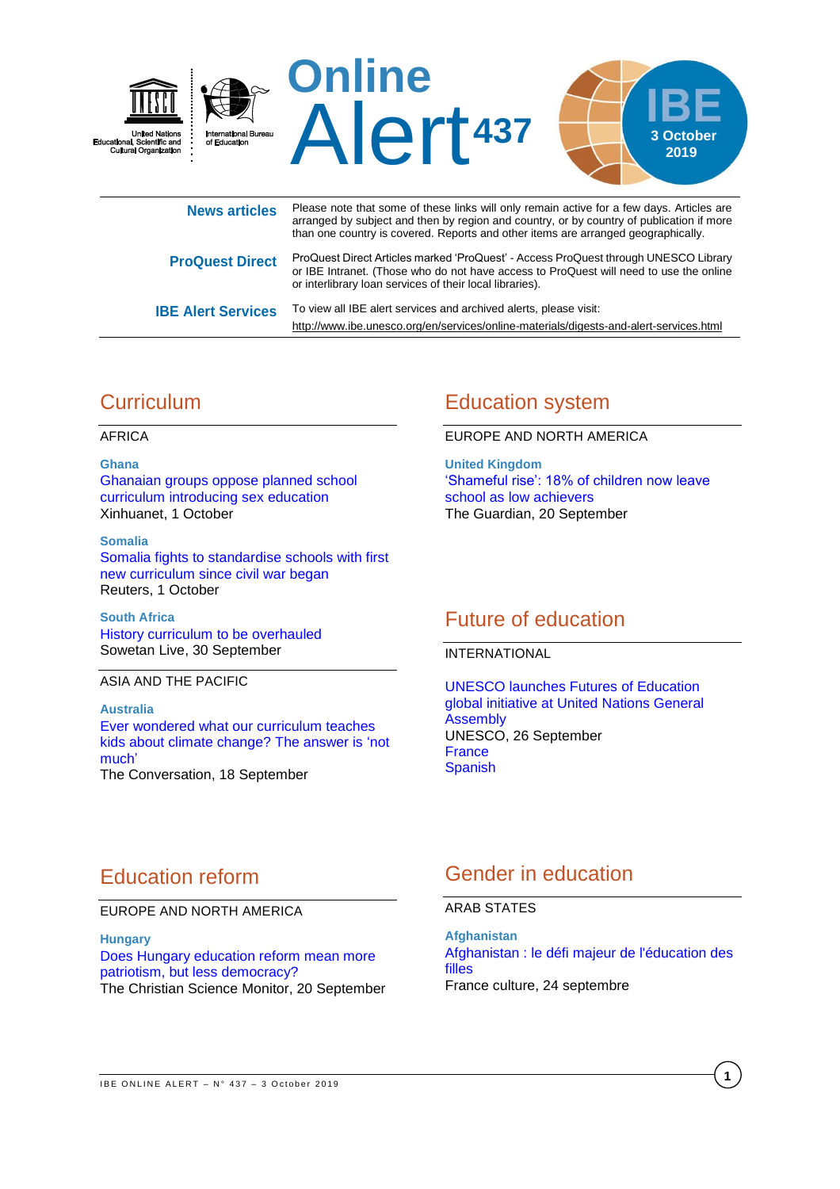# Online Alert 437

**IBE**
**3 October 2019**

**News articles** — Please note that some of these links will only remain active for a few days. Articles are arranged by subject and then by region and country, or by country of publication if more than one country is covered. Reports and other items are arranged geographically.

**ProQuest Direct** — ProQuest Direct Articles marked 'ProQuest' - Access ProQuest through UNESCO Library or IBE Intranet. (Those who do not have access to ProQuest will need to use the online or interlibrary loan services of their local libraries).

**IBE Alert Services** — To view all IBE alert services and archived alerts, please visit:
http://www.ibe.unesco.org/en/services/online-materials/digests-and-alert-services.html

## Curriculum

AFRICA

**Ghana**
Ghanaian groups oppose planned school curriculum introducing sex education
Xinhuanet, 1 October

**Somalia**
Somalia fights to standardise schools with first new curriculum since civil war began
Reuters, 1 October

**South Africa**
History curriculum to be overhauled
Sowetan Live, 30 September

ASIA AND THE PACIFIC

**Australia**
Ever wondered what our curriculum teaches kids about climate change? The answer is 'not much'
The Conversation, 18 September

## Education system

EUROPE AND NORTH AMERICA

**United Kingdom**
'Shameful rise': 18% of children now leave school as low achievers
The Guardian, 20 September

## Future of education

INTERNATIONAL

UNESCO launches Futures of Education global initiative at United Nations General Assembly
UNESCO, 26 September
France
Spanish

## Education reform

EUROPE AND NORTH AMERICA

**Hungary**
Does Hungary education reform mean more patriotism, but less democracy?
The Christian Science Monitor, 20 September

## Gender in education

ARAB STATES

**Afghanistan**
Afghanistan : le défi majeur de l'éducation des filles
France culture, 24 septembre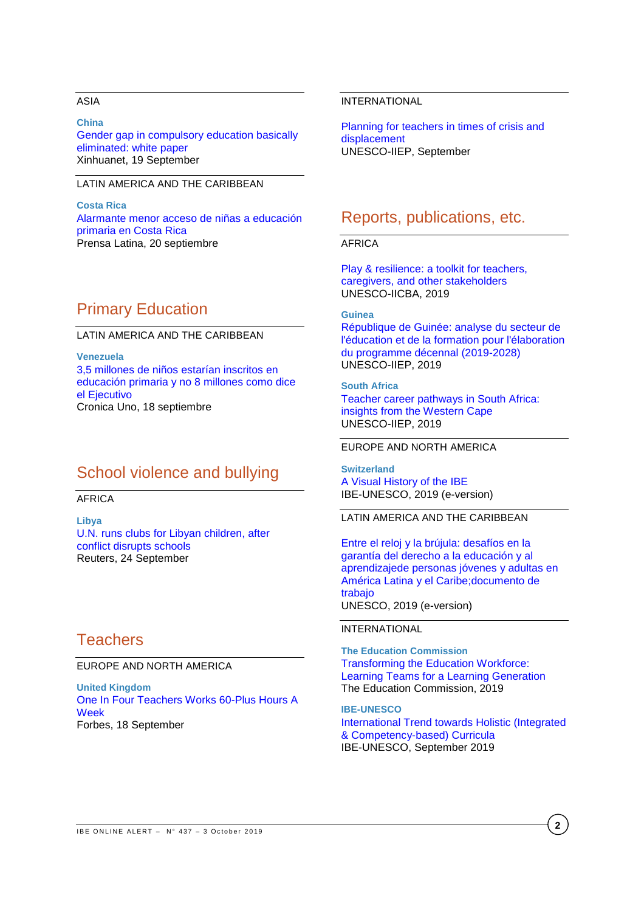ASIA

**China**
Gender gap in compulsory education basically eliminated: white paper
Xinhuanet, 19 September

LATIN AMERICA AND THE CARIBBEAN

**Costa Rica**
Alarmante menor acceso de niñas a educación primaria en Costa Rica
Prensa Latina, 20 septiembre

## Primary Education

LATIN AMERICA AND THE CARIBBEAN

**Venezuela**
3,5 millones de niños estarían inscritos en educación primaria y no 8 millones como dice el Ejecutivo
Cronica Uno, 18 septiembre

## School violence and bullying

AFRICA

**Libya**
U.N. runs clubs for Libyan children, after conflict disrupts schools
Reuters, 24 September

## Teachers

EUROPE AND NORTH AMERICA

**United Kingdom**
One In Four Teachers Works 60-Plus Hours A Week
Forbes, 18 September

INTERNATIONAL

Planning for teachers in times of crisis and displacement
UNESCO-IIEP, September

## Reports, publications, etc.

AFRICA

Play & resilience: a toolkit for teachers, caregivers, and other stakeholders
UNESCO-IICBA, 2019

**Guinea**
République de Guinée: analyse du secteur de l'éducation et de la formation pour l'élaboration du programme décennal (2019-2028)
UNESCO-IIEP, 2019

**South Africa**
Teacher career pathways in South Africa: insights from the Western Cape
UNESCO-IIEP, 2019

EUROPE AND NORTH AMERICA

**Switzerland**
A Visual History of the IBE
IBE-UNESCO, 2019 (e-version)

LATIN AMERICA AND THE CARIBBEAN

Entre el reloj y la brújula: desafíos en la garantía del derecho a la educación y al aprendizajede personas jóvenes y adultas en América Latina y el Caribe;documento de trabajo
UNESCO, 2019 (e-version)

INTERNATIONAL

**The Education Commission**
Transforming the Education Workforce: Learning Teams for a Learning Generation
The Education Commission, 2019

**IBE-UNESCO**
International Trend towards Holistic (Integrated & Competency-based) Curricula
IBE-UNESCO, September 2019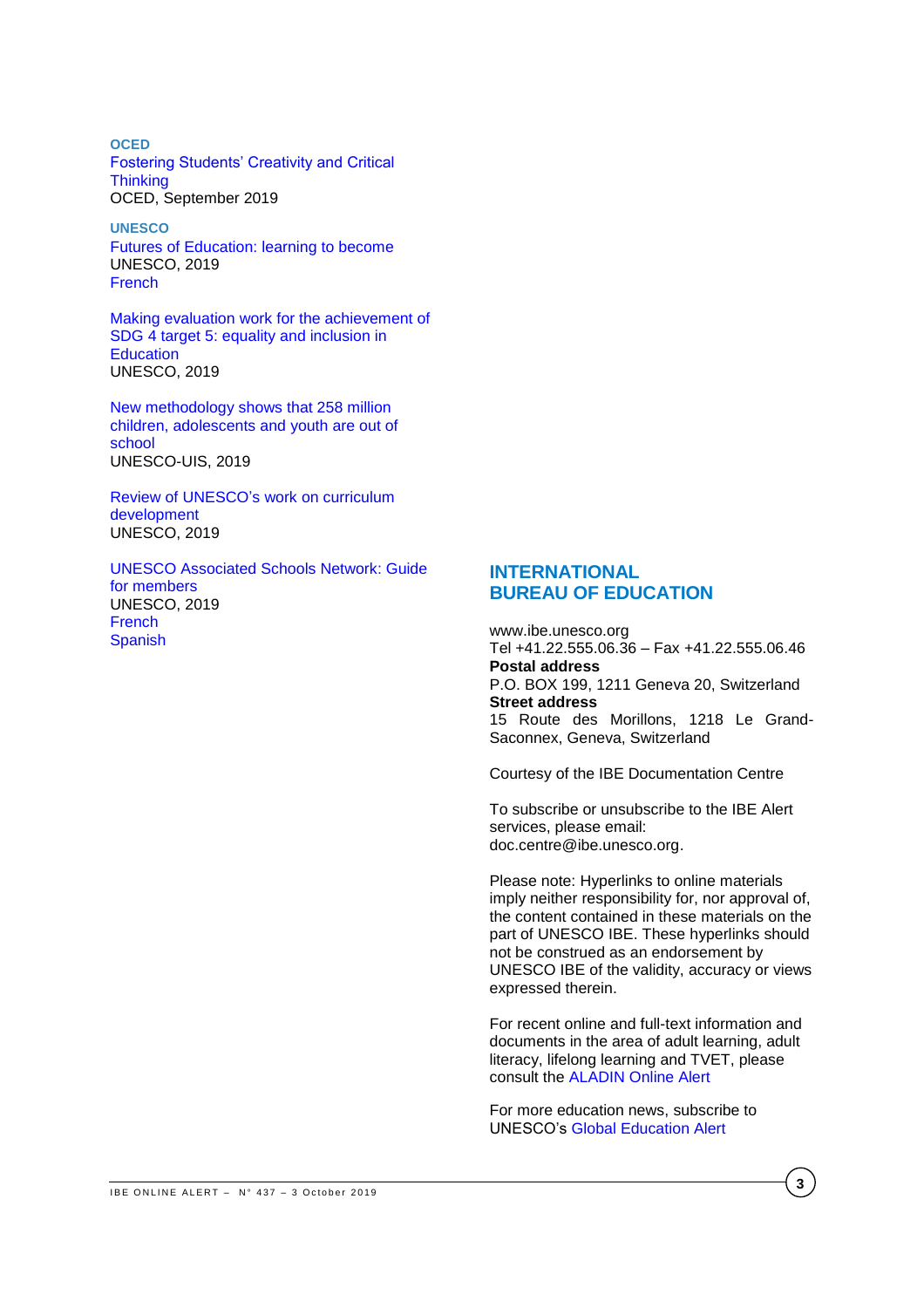**OCED**

Fostering Students' Creativity and Critical Thinking
OCED, September 2019

**UNESCO**

Futures of Education: learning to become
UNESCO, 2019
French

Making evaluation work for the achievement of SDG 4 target 5: equality and inclusion in Education
UNESCO, 2019

New methodology shows that 258 million children, adolescents and youth are out of school
UNESCO-UIS, 2019

Review of UNESCO's work on curriculum development
UNESCO, 2019

UNESCO Associated Schools Network: Guide for members
UNESCO, 2019
French
Spanish

## INTERNATIONAL BUREAU OF EDUCATION

www.ibe.unesco.org
Tel +41.22.555.06.36 – Fax +41.22.555.06.46
**Postal address**
P.O. BOX 199, 1211 Geneva 20, Switzerland
**Street address**
15 Route des Morillons, 1218 Le Grand-Saconnex, Geneva, Switzerland

Courtesy of the IBE Documentation Centre

To subscribe or unsubscribe to the IBE Alert services, please email: doc.centre@ibe.unesco.org.

Please note: Hyperlinks to online materials imply neither responsibility for, nor approval of, the content contained in these materials on the part of UNESCO IBE. These hyperlinks should not be construed as an endorsement by UNESCO IBE of the validity, accuracy or views expressed therein.

For recent online and full-text information and documents in the area of adult learning, adult literacy, lifelong learning and TVET, please consult the ALADIN Online Alert

For more education news, subscribe to UNESCO's Global Education Alert